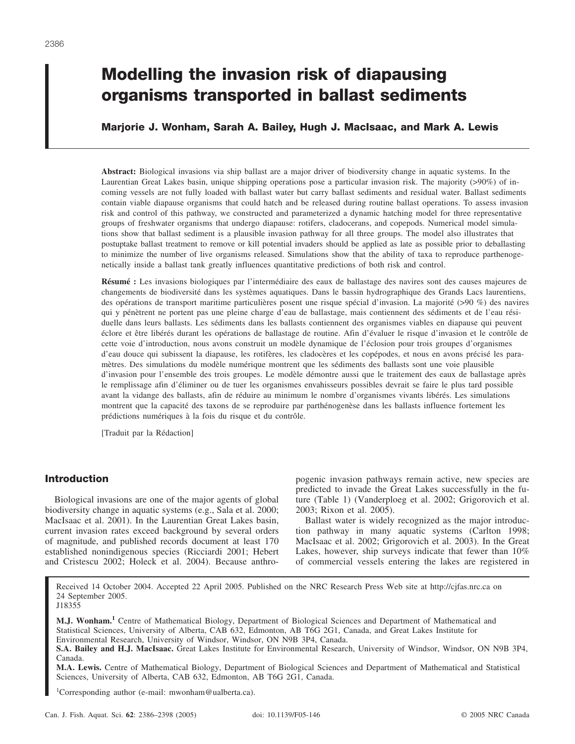# Modelling the invasion risk of diapausing organisms transported in ballast sediments

**Marjorie J. Wonham, Sarah A. Bailey, Hugh J. MacIsaac, and Mark A. Lewis**

**Abstract:** Biological invasions via ship ballast are a major driver of biodiversity change in aquatic systems. In the Laurentian Great Lakes basin, unique shipping operations pose a particular invasion risk. The majority (>90%) of incoming vessels are not fully loaded with ballast water but carry ballast sediments and residual water. Ballast sediments contain viable diapause organisms that could hatch and be released during routine ballast operations. To assess invasion risk and control of this pathway, we constructed and parameterized a dynamic hatching model for three representative groups of freshwater organisms that undergo diapause: rotifers, cladocerans, and copepods. Numerical model simulations show that ballast sediment is a plausible invasion pathway for all three groups. The model also illustrates that postuptake ballast treatment to remove or kill potential invaders should be applied as late as possible prior to deballasting to minimize the number of live organisms released. Simulations show that the ability of taxa to reproduce parthenogenetically inside a ballast tank greatly influences quantitative predictions of both risk and control.

**Résumé :** Les invasions biologiques par l'intermédiaire des eaux de ballastage des navires sont des causes majeures de changements de biodiversité dans les systèmes aquatiques. Dans le bassin hydrographique des Grands Lacs laurentiens, des opérations de transport maritime particulières posent une risque spécial d'invasion. La majorité (>90 %) des navires qui y pénètrent ne portent pas une pleine charge d'eau de ballastage, mais contiennent des sédiments et de l'eau résiduelle dans leurs ballasts. Les sédiments dans les ballasts contiennent des organismes viables en diapause qui peuvent éclore et être libérés durant les opérations de ballastage de routine. Afin d'évaluer le risque d'invasion et le contrôle de cette voie d'introduction, nous avons construit un modèle dynamique de l'éclosion pour trois groupes d'organismes d'eau douce qui subissent la diapause, les rotifères, les cladocères et les copépodes, et nous en avons précisé les paramètres. Des simulations du modèle numérique montrent que les sédiments des ballasts sont une voie plausible d'invasion pour l'ensemble des trois groupes. Le modèle démontre aussi que le traitement des eaux de ballastage après le remplissage afin d'éliminer ou de tuer les organismes envahisseurs possibles devrait se faire le plus tard possible avant la vidange des ballasts, afin de réduire au minimum le nombre d'organismes vivants libérés. Les simulations montrent que la capacité des taxons de se reproduire par parthénogenèse dans les ballasts influence fortement les prédictions numériques à la fois du risque et du contrôle.

[Traduit par la Rédaction]

## Introduction

Biological invasions are one of the major agents of global biodiversity change in aquatic systems (e.g., Sala et al. 2000; MacIsaac et al. 2001). In the Laurentian Great Lakes basin, current invasion rates exceed background by several orders of magnitude, and published records document at least 170 established nonindigenous species (Ricciardi 2001; Hebert and Cristescu 2002; Holeck et al. 2004). Because anthropogenic invasion pathways remain active, new species are predicted to invade the Great Lakes successfully in the future (Table 1) (Vanderploeg et al. 2002; Grigorovich et al. 2003; Rixon et al. 2005).

Ballast water is widely recognized as the major introduction pathway in many aquatic systems (Carlton 1998; MacIsaac et al. 2002; Grigorovich et al. 2003). In the Great Lakes, however, ship surveys indicate that fewer than 10% of commercial vessels entering the lakes are registered in

Received 14 October 2004. Accepted 22 April 2005. Published on the NRC Research Press Web site at http://cjfas.nrc.ca on 24 September 2005.
J18355

**M.J. Wonham.**[1] Centre of Mathematical Biology, Department of Biological Sciences and Department of Mathematical and Statistical Sciences, University of Alberta, CAB 632, Edmonton, AB T6G 2G1, Canada, and Great Lakes Institute for Environmental Research, University of Windsor, Windsor, ON N9B 3P4, Canada.
**S.A. Bailey and H.J. MacIsaac.** Great Lakes Institute for Environmental Research, University of Windsor, Windsor, ON N9B 3P4, Canada.
**M.A. Lewis.** Centre of Mathematical Biology, Department of Biological Sciences and Department of Mathematical and Statistical Sciences, University of Alberta, CAB 632, Edmonton, AB T6G 2G1, Canada.

[1]Corresponding author (e-mail: mwonham@ualberta.ca).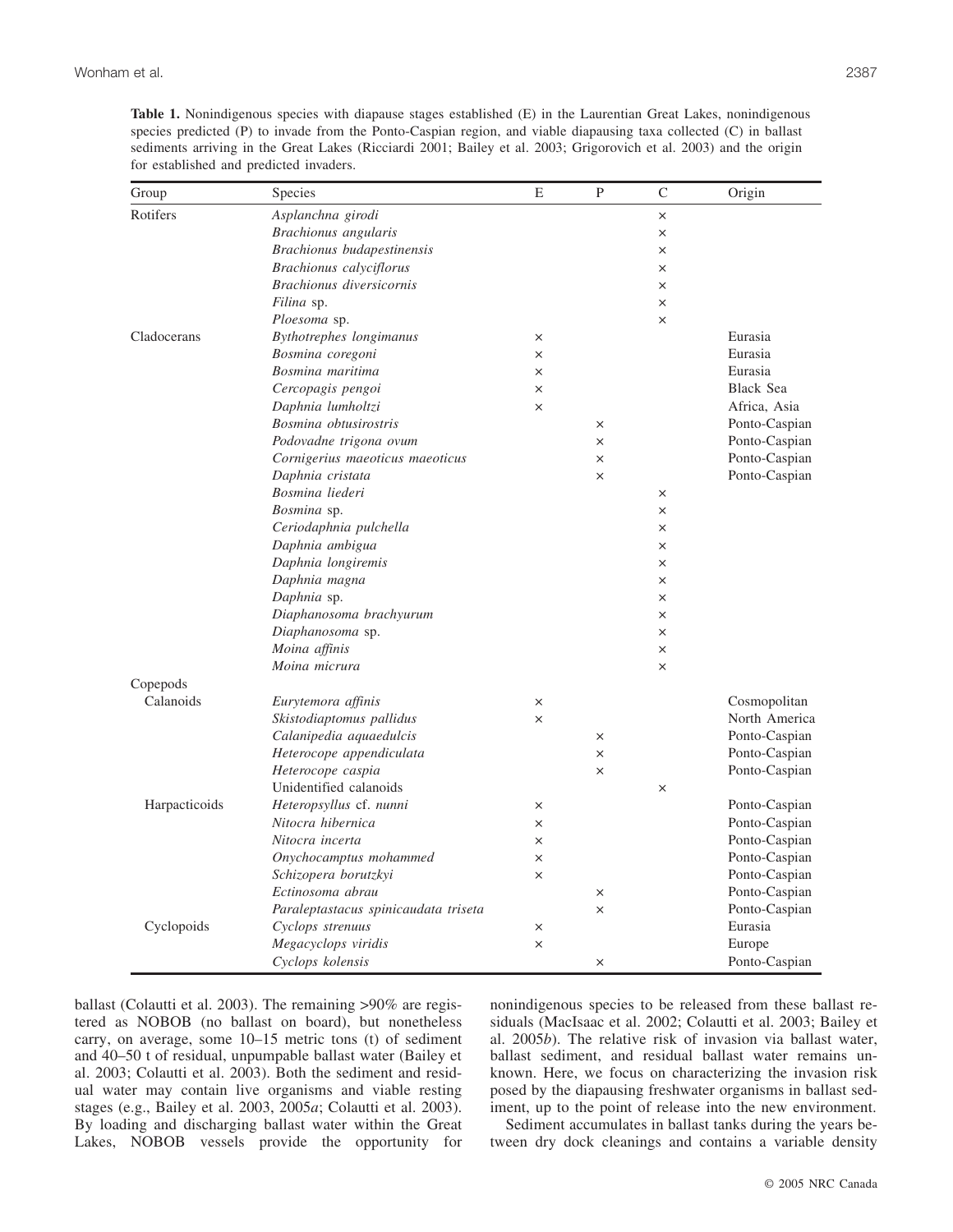**Table 1.** Nonindigenous species with diapause stages established (E) in the Laurentian Great Lakes, nonindigenous species predicted (P) to invade from the Ponto-Caspian region, and viable diapausing taxa collected (C) in ballast sediments arriving in the Great Lakes (Ricciardi 2001; Bailey et al. 2003; Grigorovich et al. 2003) and the origin for established and predicted invaders.

| Group | Species | E | P | C | Origin |
|---|---|---|---|---|---|
| Rotifers | *Asplanchna girodi* | | | × | |
| | *Brachionus angularis* | | | × | |
| | *Brachionus budapestinensis* | | | × | |
| | *Brachionus calyciflorus* | | | × | |
| | *Brachionus diversicornis* | | | × | |
| | *Filina* sp. | | | × | |
| | *Ploesoma* sp. | | | × | |
| Cladocerans | *Bythotrephes longimanus* | × | | | Eurasia |
| | *Bosmina coregoni* | × | | | Eurasia |
| | *Bosmina maritima* | × | | | Eurasia |
| | *Cercopagis pengoi* | × | | | Black Sea |
| | *Daphnia lumholtzi* | × | | | Africa, Asia |
| | *Bosmina obtusirostris* | | × | | Ponto-Caspian |
| | *Podovadne trigona ovum* | | × | | Ponto-Caspian |
| | *Cornigerius maeoticus maeoticus* | | × | | Ponto-Caspian |
| | *Daphnia cristata* | | × | | Ponto-Caspian |
| | *Bosmina liederi* | | | × | |
| | *Bosmina* sp. | | | × | |
| | *Ceriodaphnia pulchella* | | | × | |
| | *Daphnia ambigua* | | | × | |
| | *Daphnia longiremis* | | | × | |
| | *Daphnia magna* | | | × | |
| | *Daphnia* sp. | | | × | |
| | *Diaphanosoma brachyurum* | | | × | |
| | *Diaphanosoma* sp. | | | × | |
| | *Moina affinis* | | | × | |
| | *Moina micrura* | | | × | |
| Copepods | | | | | |
| Calanoids | *Eurytemora affinis* | × | | | Cosmopolitan |
| | *Skistodiaptomus pallidus* | × | | | North America |
| | *Calanipedia aquaedulcis* | | × | | Ponto-Caspian |
| | *Heterocope appendiculata* | | × | | Ponto-Caspian |
| | *Heterocope caspia* | | × | | Ponto-Caspian |
| | Unidentified calanoids | | | × | |
| Harpacticoids | *Heteropsyllus* cf. *nunni* | × | | | Ponto-Caspian |
| | *Nitocra hibernica* | × | | | Ponto-Caspian |
| | *Nitocra incerta* | × | | | Ponto-Caspian |
| | *Onychocamptus mohammed* | × | | | Ponto-Caspian |
| | *Schizopera borutzkyi* | × | | | Ponto-Caspian |
| | *Ectinosoma abrau* | | × | | Ponto-Caspian |
| | *Paraleptastacus spinicaudata triseta* | | × | | Ponto-Caspian |
| Cyclopoids | *Cyclops strenuus* | × | | | Eurasia |
| | *Megacyclops viridis* | × | | | Europe |
| | *Cyclops kolensis* | | × | | Ponto-Caspian |

ballast (Colautti et al. 2003). The remaining >90% are registered as NOBOB (no ballast on board), but nonetheless carry, on average, some 10–15 metric tons (t) of sediment and 40–50 t of residual, unpumpable ballast water (Bailey et al. 2003; Colautti et al. 2003). Both the sediment and residual water may contain live organisms and viable resting stages (e.g., Bailey et al. 2003, 2005*a*; Colautti et al. 2003). By loading and discharging ballast water within the Great Lakes, NOBOB vessels provide the opportunity for nonindigenous species to be released from these ballast residuals (MacIsaac et al. 2002; Colautti et al. 2003; Bailey et al. 2005*b*). The relative risk of invasion via ballast water, ballast sediment, and residual ballast water remains unknown. Here, we focus on characterizing the invasion risk posed by the diapausing freshwater organisms in ballast sediment, up to the point of release into the new environment.

Sediment accumulates in ballast tanks during the years between dry dock cleanings and contains a variable density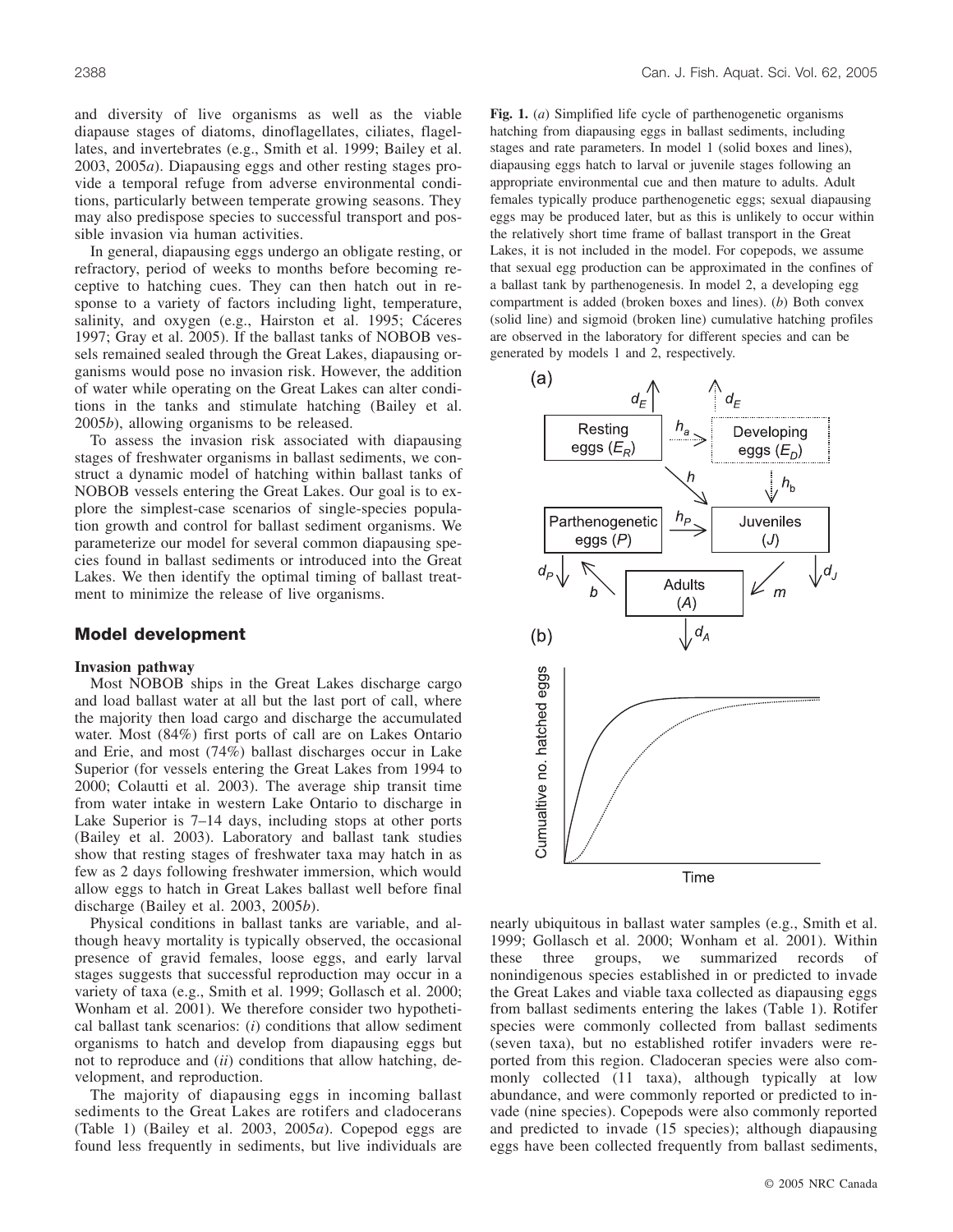and diversity of live organisms as well as the viable diapause stages of diatoms, dinoflagellates, ciliates, flagellates, and invertebrates (e.g., Smith et al. 1999; Bailey et al. 2003, 2005*a*). Diapausing eggs and other resting stages provide a temporal refuge from adverse environmental conditions, particularly between temperate growing seasons. They may also predispose species to successful transport and possible invasion via human activities.

In general, diapausing eggs undergo an obligate resting, or refractory, period of weeks to months before becoming receptive to hatching cues. They can then hatch out in response to a variety of factors including light, temperature, salinity, and oxygen (e.g., Hairston et al. 1995; Cáceres 1997; Gray et al. 2005). If the ballast tanks of NOBOB vessels remained sealed through the Great Lakes, diapausing organisms would pose no invasion risk. However, the addition of water while operating on the Great Lakes can alter conditions in the tanks and stimulate hatching (Bailey et al. 2005*b*), allowing organisms to be released.

To assess the invasion risk associated with diapausing stages of freshwater organisms in ballast sediments, we construct a dynamic model of hatching within ballast tanks of NOBOB vessels entering the Great Lakes. Our goal is to explore the simplest-case scenarios of single-species population growth and control for ballast sediment organisms. We parameterize our model for several common diapausing species found in ballast sediments or introduced into the Great Lakes. We then identify the optimal timing of ballast treatment to minimize the release of live organisms.

## Model development

### Invasion pathway

Most NOBOB ships in the Great Lakes discharge cargo and load ballast water at all but the last port of call, where the majority then load cargo and discharge the accumulated water. Most (84%) first ports of call are on Lakes Ontario and Erie, and most (74%) ballast discharges occur in Lake Superior (for vessels entering the Great Lakes from 1994 to 2000; Colautti et al. 2003). The average ship transit time from water intake in western Lake Ontario to discharge in Lake Superior is 7–14 days, including stops at other ports (Bailey et al. 2003). Laboratory and ballast tank studies show that resting stages of freshwater taxa may hatch in as few as 2 days following freshwater immersion, which would allow eggs to hatch in Great Lakes ballast well before final discharge (Bailey et al. 2003, 2005*b*).

Physical conditions in ballast tanks are variable, and although heavy mortality is typically observed, the occasional presence of gravid females, loose eggs, and early larval stages suggests that successful reproduction may occur in a variety of taxa (e.g., Smith et al. 1999; Gollasch et al. 2000; Wonham et al. 2001). We therefore consider two hypothetical ballast tank scenarios: (*i*) conditions that allow sediment organisms to hatch and develop from diapausing eggs but not to reproduce and (*ii*) conditions that allow hatching, development, and reproduction.

The majority of diapausing eggs in incoming ballast sediments to the Great Lakes are rotifers and cladocerans (Table 1) (Bailey et al. 2003, 2005*a*). Copepod eggs are found less frequently in sediments, but live individuals are nearly ubiquitous in ballast water samples (e.g., Smith et al. 1999; Gollasch et al. 2000; Wonham et al. 2001). Within these three groups, we summarized records of nonindigenous species established in or predicted to invade the Great Lakes and viable taxa collected as diapausing eggs from ballast sediments entering the lakes (Table 1). Rotifer species were commonly collected from ballast sediments (seven taxa), but no established rotifer invaders were reported from this region. Cladoceran species were also commonly collected (11 taxa), although typically at low abundance, and were commonly reported or predicted to invade (nine species). Copepods were also commonly reported and predicted to invade (15 species); although diapausing eggs have been collected frequently from ballast sediments,

**Fig. 1.** (*a*) Simplified life cycle of parthenogenetic organisms hatching from diapausing eggs in ballast sediments, including stages and rate parameters. In model 1 (solid boxes and lines), diapausing eggs hatch to larval or juvenile stages following an appropriate environmental cue and then mature to adults. Adult females typically produce parthenogenetic eggs; sexual diapausing eggs may be produced later, but as this is unlikely to occur within the relatively short time frame of ballast transport in the Great Lakes, it is not included in the model. For copepods, we assume that sexual egg production can be approximated in the confines of a ballast tank by parthenogenesis. In model 2, a developing egg compartment is added (broken boxes and lines). (*b*) Both convex (solid line) and sigmoid (broken line) cumulative hatching profiles are observed in the laboratory for different species and can be generated by models 1 and 2, respectively.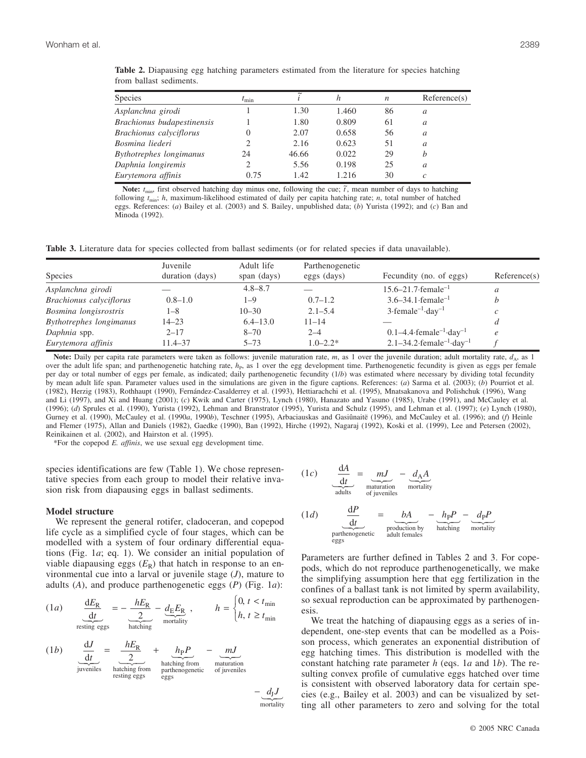**Table 2.** Diapausing egg hatching parameters estimated from the literature for species hatching from ballast sediments.

| Species | $t_{min}$ | $\tilde{t}$ | $h$ | $n$ | Reference(s) |
|---|---|---|---|---|---|
| *Asplanchna girodi* | 1 | 1.30 | 1.460 | 86 | *a* |
| *Brachionus budapestinensis* | 1 | 1.80 | 0.809 | 61 | *a* |
| *Brachionus calyciflorus* | 0 | 2.07 | 0.658 | 56 | *a* |
| *Bosmina liederi* | 2 | 2.16 | 0.623 | 51 | *a* |
| *Bythotrephes longimanus* | 24 | 46.66 | 0.022 | 29 | *b* |
| *Daphnia longiremis* | 2 | 5.56 | 0.198 | 25 | *a* |
| *Eurytemora affinis* | 0.75 | 1.42 | 1.216 | 30 | *c* |

**Note:** $t_{min}$, first observed hatching day minus one, following the cue; $\tilde{t}$, mean number of days to hatching following $t_{min}$; $h$, maximum-likelihood estimated of daily per capita hatching rate; $n$, total number of hatched eggs. References: (*a*) Bailey et al. (2003) and S. Bailey, unpublished data; (*b*) Yurista (1992); and (*c*) Ban and Minoda (1992).

**Table 3.** Literature data for species collected from ballast sediments (or for related species if data unavailable).

| Species | Juvenile duration (days) | Adult life span (days) | Parthenogenetic eggs (days) | Fecundity (no. of eggs) | Reference(s) |
|---|---|---|---|---|---|
| *Asplanchna girodi* | — | 4.8–8.7 | — | 15.6–21.7·female$^{-1}$ | *a* |
| *Brachionus calyciflorus* | 0.8–1.0 | 1–9 | 0.7–1.2 | 3.6–34.1·female$^{-1}$ | *b* |
| *Bosmina longisrostris* | 1–8 | 10–30 | 2.1–5.4 | 3·female$^{-1}$·day$^{-1}$ | *c* |
| *Bythotrephes longimanus* | 14–23 | 6.4–13.0 | 11–14 | — | *d* |
| *Daphnia* spp. | 2–17 | 8–70 | 2–4 | 0.1–4.4·female$^{-1}$·day$^{-1}$ | *e* |
| *Eurytemora affinis* | 11.4–37 | 5–73 | 1.0–2.2* | 2.1–34.2·female$^{-1}$·day$^{-1}$ | *f* |

**Note:** Daily per capita rate parameters were taken as follows: juvenile maturation rate, $m$, as 1 over the juvenile duration; adult mortality rate, $d_A$, as 1 over the adult life span; and parthenogenetic hatching rate, $h_P$, as 1 over the egg development time. Parthenogenetic fecundity is given as eggs per female per day or total number of eggs per female, as indicated; daily parthenogenetic fecundity (1/*b*) was estimated where necessary by dividing total fecundity by mean adult life span. Parameter values used in the simulations are given in the figure captions. References: (*a*) Sarma et al. (2003); (*b*) Pourriot et al. (1982), Herzig (1983), Rothhaupt (1990), Fernández-Casalderrey et al. (1993), Hettiarachchi et al. (1995), Mnatsakanova and Polishchuk (1996), Wang and Li (1997), and Xi and Huang (2001); (*c*) Kwik and Carter (1975), Lynch (1980), Hanazato and Yasuno (1985), Urabe (1991), and McCauley et al. (1996); (*d*) Sprules et al. (1990), Yurista (1992), Lehman and Branstrator (1995), Yurista and Schulz (1995), and Lehman et al. (1997); (*e*) Lynch (1980), Gurney et al. (1990), McCauley et al. (1990*a*, 1990*b*), Teschner (1995), Arbaciauskas and Gasiûnaitë (1996), and McCauley et al. (1996); and (*f*) Heinle and Flemer (1975), Allan and Daniels (1982), Gaedke (1990), Ban (1992), Hirche (1992), Nagaraj (1992), Koski et al. (1999), Lee and Petersen (2002), Reinikainen et al. (2002), and Hairston et al. (1995).

*For the copepod *E. affinis*, we use sexual egg development time.

species identifications are few (Table 1). We chose representative species from each group to model their relative invasion risk from diapausing eggs in ballast sediments.

### Model structure

We represent the general rotifer, cladoceran, and copepod life cycle as a simplified cycle of four stages, which can be modelled with a system of four ordinary differential equations (Fig. 1*a*; eq. 1). We consider an initial population of viable diapausing eggs ($E_R$) that hatch in response to an environmental cue into a larval or juvenile stage ($J$), mature to adults ($A$), and produce parthenogenetic eggs ($P$) (Fig. 1*a*):

$$(1a)\quad \underbrace{\frac{dE_R}{dt}}_{\text{resting eggs}} = -\underbrace{\frac{hE_R}{2}}_{\text{hatching}} - \underbrace{d_E E_R}_{\text{mortality}}, \qquad h = \begin{cases} 0, & t < t_{min} \\ h, & t \geq t_{min} \end{cases}$$

$$(1b)\quad \underbrace{\frac{dJ}{dt}}_{\text{juveniles}} = \underbrace{\frac{hE_R}{2}}_{\text{hatching from resting eggs}} + \underbrace{h_P P}_{\text{hatching from parthenogenetic eggs}} - \underbrace{mJ}_{\text{maturation of juveniles}} - \underbrace{d_J J}_{\text{mortality}}$$

$$(1c)\quad \underbrace{\frac{dA}{dt}}_{\text{adults}} = \underbrace{mJ}_{\text{maturation of juveniles}} - \underbrace{d_A A}_{\text{mortality}}$$

$$(1d)\quad \underbrace{\frac{dP}{dt}}_{\text{parthenogenetic eggs}} = \underbrace{bA}_{\text{production by adult females}} - \underbrace{h_P P}_{\text{hatching}} - \underbrace{d_P P}_{\text{mortality}}$$

Parameters are further defined in Tables 2 and 3. For copepods, which do not reproduce parthenogenetically, we make the simplifying assumption here that egg fertilization in the confines of a ballast tank is not limited by sperm availability, so sexual reproduction can be approximated by parthenogenesis.

We treat the hatching of diapausing eggs as a series of independent, one-step events that can be modelled as a Poisson process, which generates an exponential distribution of egg hatching times. This distribution is modelled with the constant hatching rate parameter $h$ (eqs. 1*a* and 1*b*). The resulting convex profile of cumulative eggs hatched over time is consistent with observed laboratory data for certain species (e.g., Bailey et al. 2003) and can be visualized by setting all other parameters to zero and solving for the total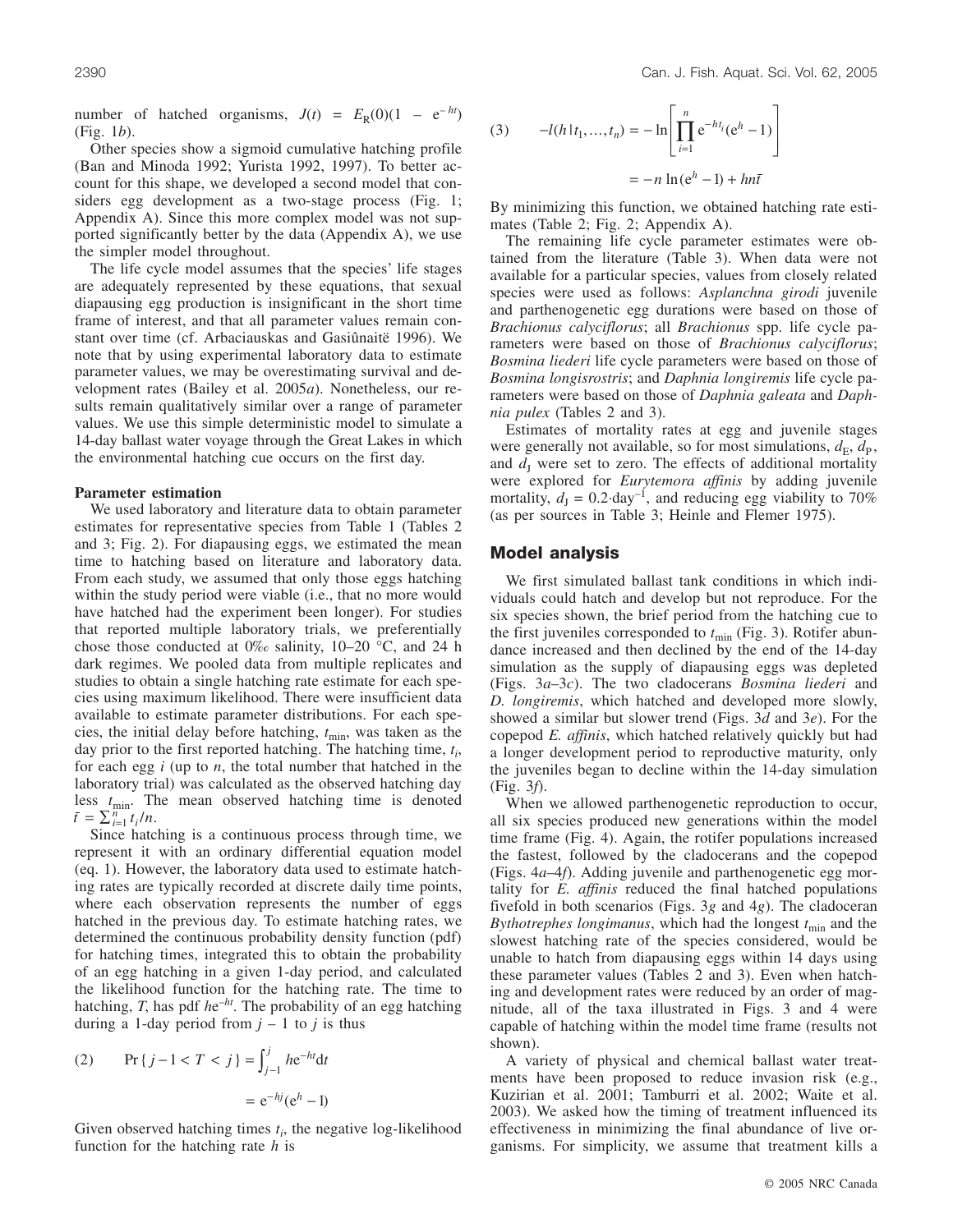number of hatched organisms, $J(t) = E_R(0)(1 - e^{-ht})$ (Fig. 1*b*).

Other species show a sigmoid cumulative hatching profile (Ban and Minoda 1992; Yurista 1992, 1997). To better account for this shape, we developed a second model that considers egg development as a two-stage process (Fig. 1; Appendix A). Since this more complex model was not supported significantly better by the data (Appendix A), we use the simpler model throughout.

The life cycle model assumes that the species' life stages are adequately represented by these equations, that sexual diapausing egg production is insignificant in the short time frame of interest, and that all parameter values remain constant over time (cf. Arbaciauskas and Gasiûnaitë 1996). We note that by using experimental laboratory data to estimate parameter values, we may be overestimating survival and development rates (Bailey et al. 2005*a*). Nonetheless, our results remain qualitatively similar over a range of parameter values. We use this simple deterministic model to simulate a 14-day ballast water voyage through the Great Lakes in which the environmental hatching cue occurs on the first day.

### Parameter estimation

We used laboratory and literature data to obtain parameter estimates for representative species from Table 1 (Tables 2 and 3; Fig. 2). For diapausing eggs, we estimated the mean time to hatching based on literature and laboratory data. From each study, we assumed that only those eggs hatching within the study period were viable (i.e., that no more would have hatched had the experiment been longer). For studies that reported multiple laboratory trials, we preferentially chose those conducted at 0‰ salinity, 10–20 °C, and 24 h dark regimes. We pooled data from multiple replicates and studies to obtain a single hatching rate estimate for each species using maximum likelihood. There were insufficient data available to estimate parameter distributions. For each species, the initial delay before hatching, $t_{\min}$, was taken as the day prior to the first reported hatching. The hatching time, $t_i$, for each egg $i$ (up to $n$, the total number that hatched in the laboratory trial) was calculated as the observed hatching day less $t_{\min}$. The mean observed hatching time is denoted $\bar{t} = \sum_{i=1}^{n} t_i/n$.

Since hatching is a continuous process through time, we represent it with an ordinary differential equation model (eq. 1). However, the laboratory data used to estimate hatching rates are typically recorded at discrete daily time points, where each observation represents the number of eggs hatched in the previous day. To estimate hatching rates, we determined the continuous probability density function (pdf) for hatching times, integrated this to obtain the probability of an egg hatching in a given 1-day period, and calculated the likelihood function for the hatching rate. The time to hatching, $T$, has pdf $he^{-ht}$. The probability of an egg hatching during a 1-day period from $j - 1$ to $j$ is thus

$$(2) \qquad \Pr\{j-1 < T < j\} = \int_{j-1}^{j} he^{-ht}\mathrm{d}t = e^{-hj}(e^{h} - 1)$$

Given observed hatching times $t_i$, the negative log-likelihood function for the hatching rate $h$ is

$$(3) \qquad -l(h \mid t_1, \ldots, t_n) = -\ln\left[\prod_{i=1}^{n} e^{-ht_i}(e^{h} - 1)\right] = -n\ln(e^{h} - 1) + hn\bar{t}$$

By minimizing this function, we obtained hatching rate estimates (Table 2; Fig. 2; Appendix A).

The remaining life cycle parameter estimates were obtained from the literature (Table 3). When data were not available for a particular species, values from closely related species were used as follows: *Asplanchna girodi* juvenile and parthenogenetic egg durations were based on those of *Brachionus calyciflorus*; all *Brachionus* spp. life cycle parameters were based on those of *Brachionus calyciflorus*; *Bosmina liederi* life cycle parameters were based on those of *Bosmina longisrostris*; and *Daphnia longiremis* life cycle parameters were based on those of *Daphnia galeata* and *Daphnia pulex* (Tables 2 and 3).

Estimates of mortality rates at egg and juvenile stages were generally not available, so for most simulations, $d_E$, $d_P$, and $d_J$ were set to zero. The effects of additional mortality were explored for *Eurytemora affinis* by adding juvenile mortality, $d_J = 0.2 \cdot \mathrm{day}^{-1}$, and reducing egg viability to 70% (as per sources in Table 3; Heinle and Flemer 1975).

## Model analysis

We first simulated ballast tank conditions in which individuals could hatch and develop but not reproduce. For the six species shown, the brief period from the hatching cue to the first juveniles corresponded to $t_{\min}$ (Fig. 3). Rotifer abundance increased and then declined by the end of the 14-day simulation as the supply of diapausing eggs was depleted (Figs. 3*a*–3*c*). The two cladocerans *Bosmina liederi* and *D. longiremis*, which hatched and developed more slowly, showed a similar but slower trend (Figs. 3*d* and 3*e*). For the copepod *E. affinis*, which hatched relatively quickly but had a longer development period to reproductive maturity, only the juveniles began to decline within the 14-day simulation (Fig. 3*f*).

When we allowed parthenogenetic reproduction to occur, all six species produced new generations within the model time frame (Fig. 4). Again, the rotifer populations increased the fastest, followed by the cladocerans and the copepod (Figs. 4*a*–4*f*). Adding juvenile and parthenogenetic egg mortality for *E. affinis* reduced the final hatched populations fivefold in both scenarios (Figs. 3*g* and 4*g*). The cladoceran *Bythotrephes longimanus*, which had the longest $t_{\min}$ and the slowest hatching rate of the species considered, would be unable to hatch from diapausing eggs within 14 days using these parameter values (Tables 2 and 3). Even when hatching and development rates were reduced by an order of magnitude, all of the taxa illustrated in Figs. 3 and 4 were capable of hatching within the model time frame (results not shown).

A variety of physical and chemical ballast water treatments have been proposed to reduce invasion risk (e.g., Kuzirian et al. 2001; Tamburri et al. 2002; Waite et al. 2003). We asked how the timing of treatment influenced its effectiveness in minimizing the final abundance of live organisms. For simplicity, we assume that treatment kills a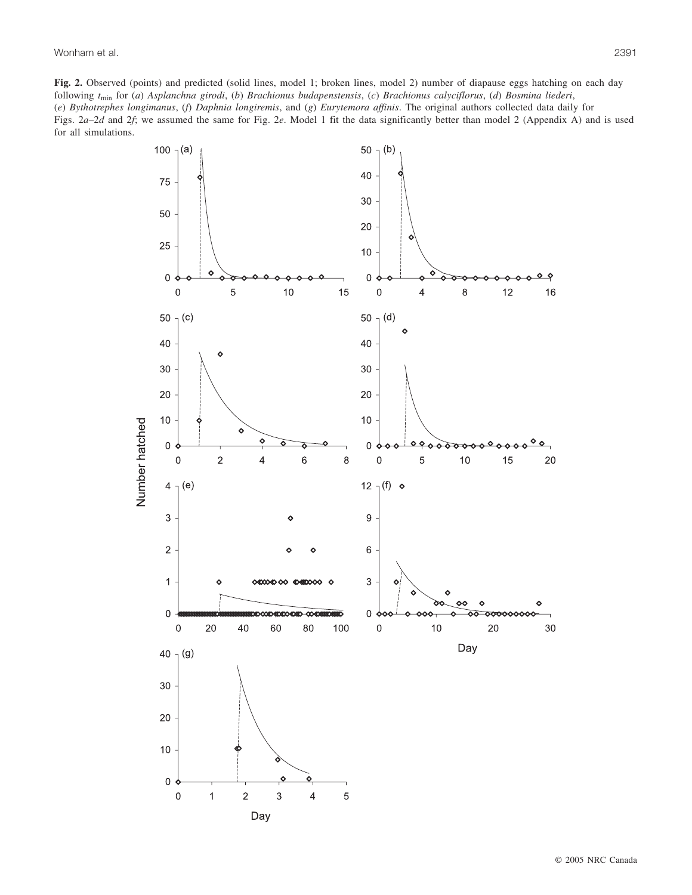**Fig. 2.** Observed (points) and predicted (solid lines, model 1; broken lines, model 2) number of diapause eggs hatching on each day following $t_{min}$ for (*a*) *Asplanchna girodi*, (*b*) *Brachionus budapenstensis*, (*c*) *Brachionus calyciflorus*, (*d*) *Bosmina liederi*, (*e*) *Bythotrephes longimanus*, (*f*) *Daphnia longiremis*, and (*g*) *Eurytemora affinis*. The original authors collected data daily for Figs. 2*a*–2*d* and 2*f*; we assumed the same for Fig. 2*e*. Model 1 fit the data significantly better than model 2 (Appendix A) and is used for all simulations.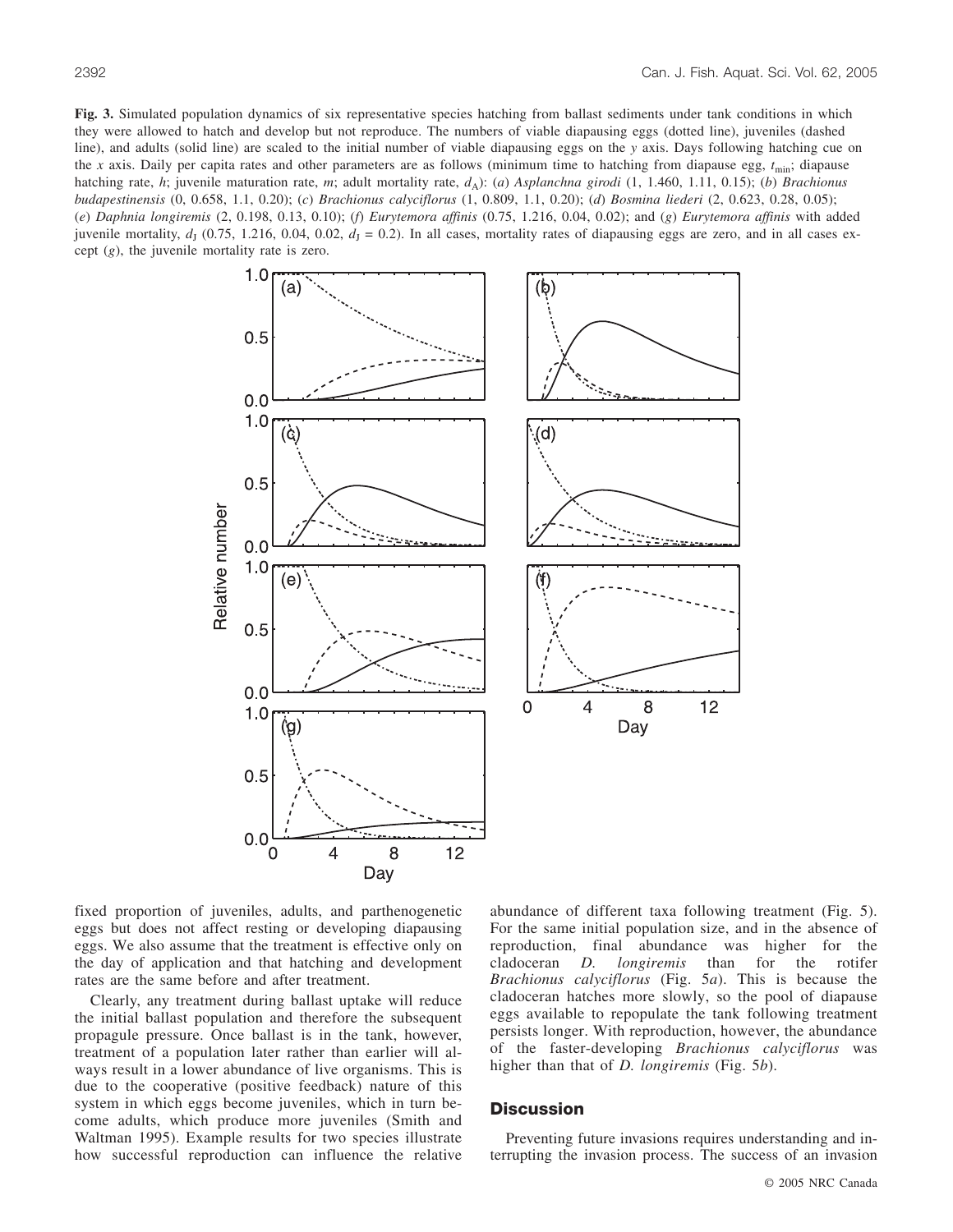**Fig. 3.** Simulated population dynamics of six representative species hatching from ballast sediments under tank conditions in which they were allowed to hatch and develop but not reproduce. The numbers of viable diapausing eggs (dotted line), juveniles (dashed line), and adults (solid line) are scaled to the initial number of viable diapausing eggs on the *y* axis. Days following hatching cue on the *x* axis. Daily per capita rates and other parameters are as follows (minimum time to hatching from diapause egg, $t_{min}$; diapause hatching rate, *h*; juvenile maturation rate, *m*; adult mortality rate, $d_A$): (*a*) *Asplanchna girodi* (1, 1.460, 1.11, 0.15); (*b*) *Brachionus budapestinensis* (0, 0.658, 1.1, 0.20); (*c*) *Brachionus calyciflorus* (1, 0.809, 1.1, 0.20); (*d*) *Bosmina liederi* (2, 0.623, 0.28, 0.05); (*e*) *Daphnia longiremis* (2, 0.198, 0.13, 0.10); (*f*) *Eurytemora affinis* (0.75, 1.216, 0.04, 0.02); and (*g*) *Eurytemora affinis* with added juvenile mortality, $d_J$ (0.75, 1.216, 0.04, 0.02, $d_J$ = 0.2). In all cases, mortality rates of diapausing eggs are zero, and in all cases except (*g*), the juvenile mortality rate is zero.

fixed proportion of juveniles, adults, and parthenogenetic eggs but does not affect resting or developing diapausing eggs. We also assume that the treatment is effective only on the day of application and that hatching and development rates are the same before and after treatment.

Clearly, any treatment during ballast uptake will reduce the initial ballast population and therefore the subsequent propagule pressure. Once ballast is in the tank, however, treatment of a population later rather than earlier will always result in a lower abundance of live organisms. This is due to the cooperative (positive feedback) nature of this system in which eggs become juveniles, which in turn become adults, which produce more juveniles (Smith and Waltman 1995). Example results for two species illustrate how successful reproduction can influence the relative abundance of different taxa following treatment (Fig. 5). For the same initial population size, and in the absence of reproduction, final abundance was higher for the cladoceran *D. longiremis* than for the rotifer *Brachionus calyciflorus* (Fig. 5*a*). This is because the cladoceran hatches more slowly, so the pool of diapause eggs available to repopulate the tank following treatment persists longer. With reproduction, however, the abundance of the faster-developing *Brachionus calyciflorus* was higher than that of *D. longiremis* (Fig. 5*b*).

## Discussion

Preventing future invasions requires understanding and interrupting the invasion process. The success of an invasion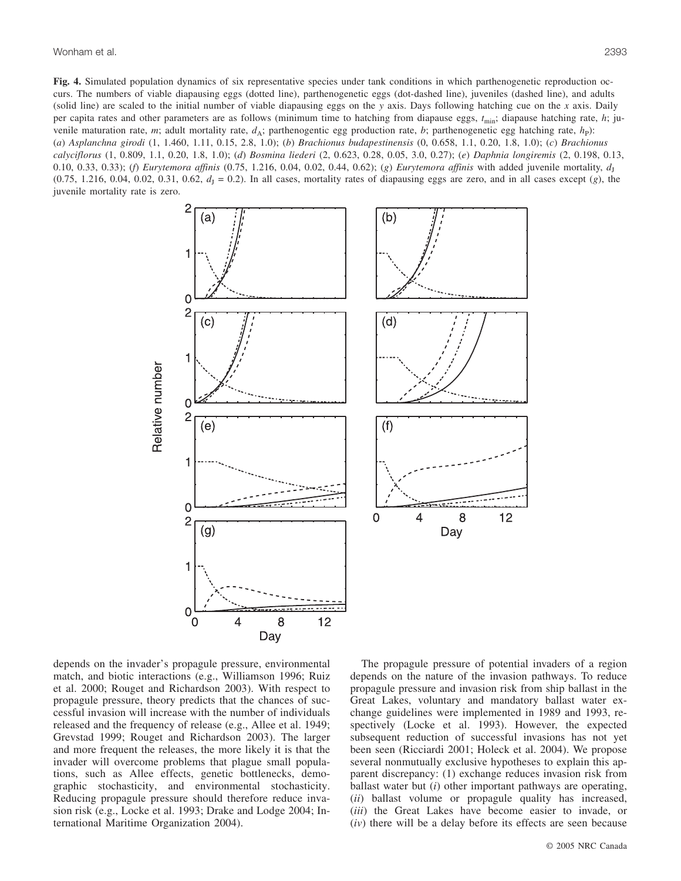**Fig. 4.** Simulated population dynamics of six representative species under tank conditions in which parthenogenetic reproduction occurs. The numbers of viable diapausing eggs (dotted line), parthenogenetic eggs (dot-dashed line), juveniles (dashed line), and adults (solid line) are scaled to the initial number of viable diapausing eggs on the *y* axis. Days following hatching cue on the *x* axis. Daily per capita rates and other parameters are as follows (minimum time to hatching from diapause eggs, $t_{min}$; diapause hatching rate, $h$; juvenile maturation rate, $m$; adult mortality rate, $d_A$; parthenogentic egg production rate, $b$; parthenogenetic egg hatching rate, $h_P$): (*a*) *Asplanchna girodi* (1, 1.460, 1.11, 0.15, 2.8, 1.0); (*b*) *Brachionus budapestinensis* (0, 0.658, 1.1, 0.20, 1.8, 1.0); (*c*) *Brachionus calyciflorus* (1, 0.809, 1.1, 0.20, 1.8, 1.0); (*d*) *Bosmina liederi* (2, 0.623, 0.28, 0.05, 3.0, 0.27); (*e*) *Daphnia longiremis* (2, 0.198, 0.13, 0.10, 0.33, 0.33); (*f*) *Eurytemora affinis* (0.75, 1.216, 0.04, 0.02, 0.44, 0.62); (*g*) *Eurytemora affinis* with added juvenile mortality, $d_J$ (0.75, 1.216, 0.04, 0.02, 0.31, 0.62, $d_J$ = 0.2). In all cases, mortality rates of diapausing eggs are zero, and in all cases except (*g*), the juvenile mortality rate is zero.

depends on the invader's propagule pressure, environmental match, and biotic interactions (e.g., Williamson 1996; Ruiz et al. 2000; Rouget and Richardson 2003). With respect to propagule pressure, theory predicts that the chances of successful invasion will increase with the number of individuals released and the frequency of release (e.g., Allee et al. 1949; Grevstad 1999; Rouget and Richardson 2003). The larger and more frequent the releases, the more likely it is that the invader will overcome problems that plague small populations, such as Allee effects, genetic bottlenecks, demographic stochasticity, and environmental stochasticity. Reducing propagule pressure should therefore reduce invasion risk (e.g., Locke et al. 1993; Drake and Lodge 2004; International Maritime Organization 2004).

The propagule pressure of potential invaders of a region depends on the nature of the invasion pathways. To reduce propagule pressure and invasion risk from ship ballast in the Great Lakes, voluntary and mandatory ballast water exchange guidelines were implemented in 1989 and 1993, respectively (Locke et al. 1993). However, the expected subsequent reduction of successful invasions has not yet been seen (Ricciardi 2001; Holeck et al. 2004). We propose several nonmutually exclusive hypotheses to explain this apparent discrepancy: (1) exchange reduces invasion risk from ballast water but (*i*) other important pathways are operating, (*ii*) ballast volume or propagule quality has increased, (*iii*) the Great Lakes have become easier to invade, or (*iv*) there will be a delay before its effects are seen because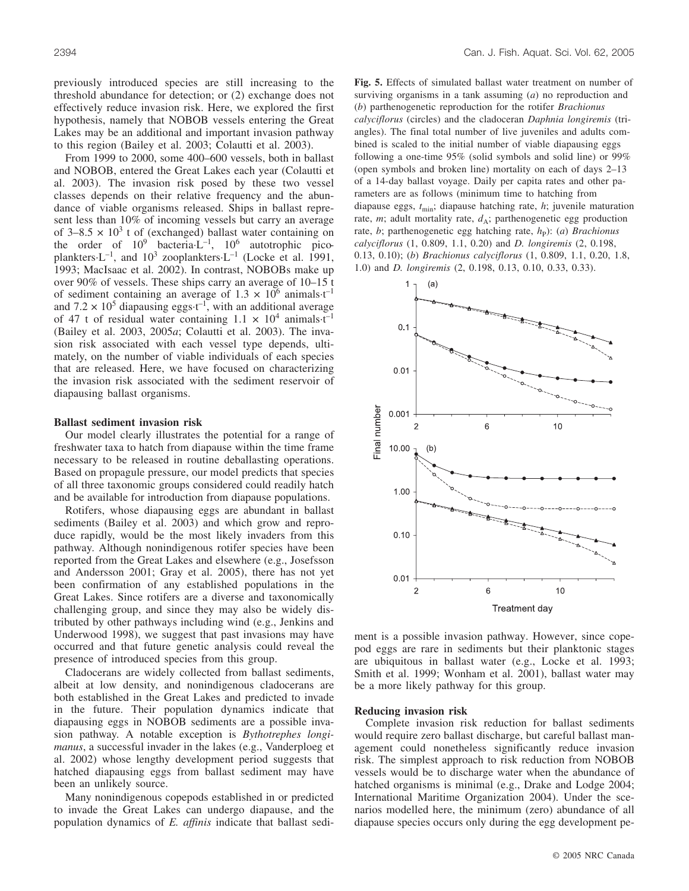previously introduced species are still increasing to the threshold abundance for detection; or (2) exchange does not effectively reduce invasion risk. Here, we explored the first hypothesis, namely that NOBOB vessels entering the Great Lakes may be an additional and important invasion pathway to this region (Bailey et al. 2003; Colautti et al. 2003).

From 1999 to 2000, some 400–600 vessels, both in ballast and NOBOB, entered the Great Lakes each year (Colautti et al. 2003). The invasion risk posed by these two vessel classes depends on their relative frequency and the abundance of viable organisms released. Ships in ballast represent less than 10% of incoming vessels but carry an average of $3–8.5 \times 10^3$ t of (exchanged) ballast water containing on the order of $10^9$ bacteria·L$^{-1}$, $10^6$ autotrophic picoplankters·L$^{-1}$, and $10^3$ zooplankters·L$^{-1}$ (Locke et al. 1991, 1993; MacIsaac et al. 2002). In contrast, NOBOBs make up over 90% of vessels. These ships carry an average of 10–15 t of sediment containing an average of $1.3 \times 10^6$ animals·t$^{-1}$ and $7.2 \times 10^5$ diapausing eggs·t$^{-1}$, with an additional average of 47 t of residual water containing $1.1 \times 10^4$ animals·t$^{-1}$ (Bailey et al. 2003, 2005*a*; Colautti et al. 2003). The invasion risk associated with each vessel type depends, ultimately, on the number of viable individuals of each species that are released. Here, we have focused on characterizing the invasion risk associated with the sediment reservoir of diapausing ballast organisms.

### Ballast sediment invasion risk

Our model clearly illustrates the potential for a range of freshwater taxa to hatch from diapause within the time frame necessary to be released in routine deballasting operations. Based on propagule pressure, our model predicts that species of all three taxonomic groups considered could readily hatch and be available for introduction from diapause populations.

Rotifers, whose diapausing eggs are abundant in ballast sediments (Bailey et al. 2003) and which grow and reproduce rapidly, would be the most likely invaders from this pathway. Although nonindigenous rotifer species have been reported from the Great Lakes and elsewhere (e.g., Josefsson and Andersson 2001; Gray et al. 2005), there has not yet been confirmation of any established populations in the Great Lakes. Since rotifers are a diverse and taxonomically challenging group, and since they may also be widely distributed by other pathways including wind (e.g., Jenkins and Underwood 1998), we suggest that past invasions may have occurred and that future genetic analysis could reveal the presence of introduced species from this group.

Cladocerans are widely collected from ballast sediments, albeit at low density, and nonindigenous cladocerans are both established in the Great Lakes and predicted to invade in the future. Their population dynamics indicate that diapausing eggs in NOBOB sediments are a possible invasion pathway. A notable exception is *Bythotrephes longimanus*, a successful invader in the lakes (e.g., Vanderploeg et al. 2002) whose lengthy development period suggests that hatched diapausing eggs from ballast sediment may have been an unlikely source.

Many nonindigenous copepods established in or predicted to invade the Great Lakes can undergo diapause, and the population dynamics of *E. affinis* indicate that ballast sediment is a possible invasion pathway. However, since copepod eggs are rare in sediments but their planktonic stages are ubiquitous in ballast water (e.g., Locke et al. 1993; Smith et al. 1999; Wonham et al. 2001), ballast water may be a more likely pathway for this group.

**Fig. 5.** Effects of simulated ballast water treatment on number of surviving organisms in a tank assuming (*a*) no reproduction and (*b*) parthenogenetic reproduction for the rotifer *Brachionus calyciflorus* (circles) and the cladoceran *Daphnia longiremis* (triangles). The final total number of live juveniles and adults combined is scaled to the initial number of viable diapausing eggs following a one-time 95% (solid symbols and solid line) or 99% (open symbols and broken line) mortality on each of days 2–13 of a 14-day ballast voyage. Daily per capita rates and other parameters are as follows (minimum time to hatching from diapause eggs, $t_{min}$; diapause hatching rate, $h$; juvenile maturation rate, $m$; adult mortality rate, $d_A$; parthenogenetic egg production rate, $b$; parthenogenetic egg hatching rate, $h_P$): (*a*) *Brachionus calyciflorus* (1, 0.809, 1.1, 0.20) and *D. longiremis* (2, 0.198, 0.13, 0.10); (*b*) *Brachionus calyciflorus* (1, 0.809, 1.1, 0.20, 1.8, 1.0) and *D. longiremis* (2, 0.198, 0.13, 0.10, 0.33, 0.33).

### Reducing invasion risk

Complete invasion risk reduction for ballast sediments would require zero ballast discharge, but careful ballast management could nonetheless significantly reduce invasion risk. The simplest approach to risk reduction from NOBOB vessels would be to discharge water when the abundance of hatched organisms is minimal (e.g., Drake and Lodge 2004; International Maritime Organization 2004). Under the scenarios modelled here, the minimum (zero) abundance of all diapause species occurs only during the egg development pe-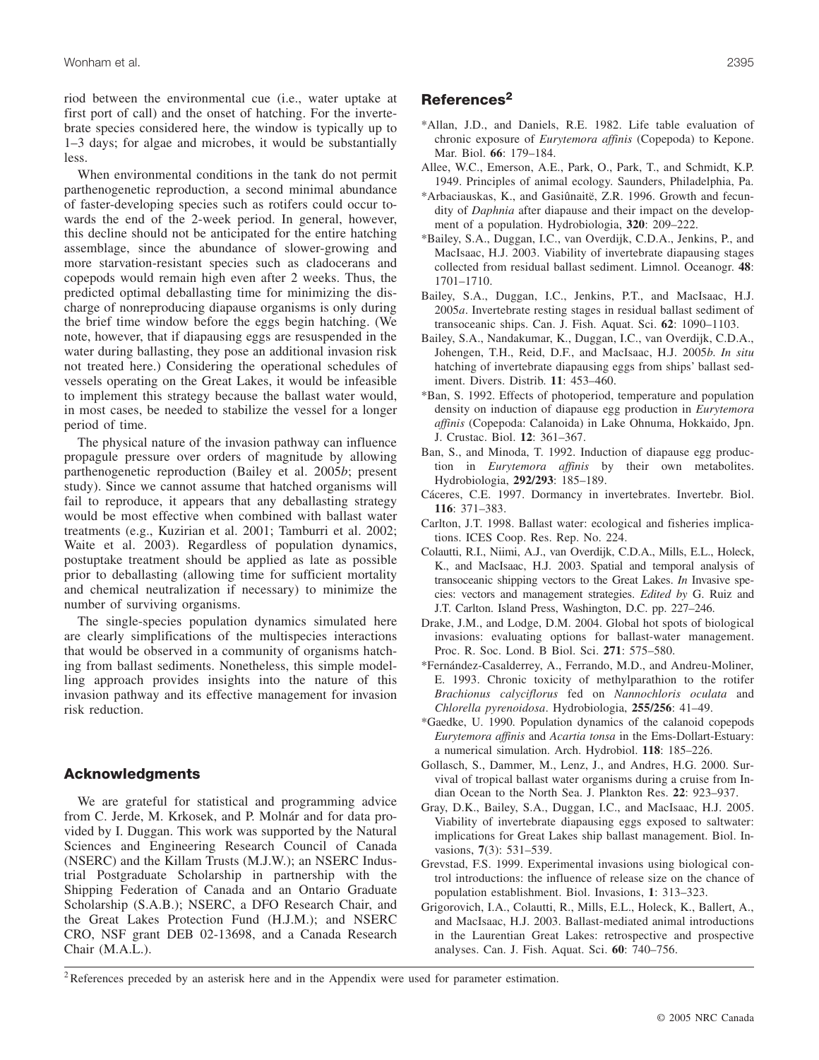riod between the environmental cue (i.e., water uptake at first port of call) and the onset of hatching. For the invertebrate species considered here, the window is typically up to 1–3 days; for algae and microbes, it would be substantially less.

When environmental conditions in the tank do not permit parthenogenetic reproduction, a second minimal abundance of faster-developing species such as rotifers could occur towards the end of the 2-week period. In general, however, this decline should not be anticipated for the entire hatching assemblage, since the abundance of slower-growing and more starvation-resistant species such as cladocerans and copepods would remain high even after 2 weeks. Thus, the predicted optimal deballasting time for minimizing the discharge of nonreproducing diapause organisms is only during the brief time window before the eggs begin hatching. (We note, however, that if diapausing eggs are resuspended in the water during ballasting, they pose an additional invasion risk not treated here.) Considering the operational schedules of vessels operating on the Great Lakes, it would be infeasible to implement this strategy because the ballast water would, in most cases, be needed to stabilize the vessel for a longer period of time.

The physical nature of the invasion pathway can influence propagule pressure over orders of magnitude by allowing parthenogenetic reproduction (Bailey et al. 2005*b*; present study). Since we cannot assume that hatched organisms will fail to reproduce, it appears that any deballasting strategy would be most effective when combined with ballast water treatments (e.g., Kuzirian et al. 2001; Tamburri et al. 2002; Waite et al. 2003). Regardless of population dynamics, postuptake treatment should be applied as late as possible prior to deballasting (allowing time for sufficient mortality and chemical neutralization if necessary) to minimize the number of surviving organisms.

The single-species population dynamics simulated here are clearly simplifications of the multispecies interactions that would be observed in a community of organisms hatching from ballast sediments. Nonetheless, this simple modelling approach provides insights into the nature of this invasion pathway and its effective management for invasion risk reduction.

## Acknowledgments

We are grateful for statistical and programming advice from C. Jerde, M. Krkosek, and P. Molnár and for data provided by I. Duggan. This work was supported by the Natural Sciences and Engineering Research Council of Canada (NSERC) and the Killam Trusts (M.J.W.); an NSERC Industrial Postgraduate Scholarship in partnership with the Shipping Federation of Canada and an Ontario Graduate Scholarship (S.A.B.); NSERC, a DFO Research Chair, and the Great Lakes Protection Fund (H.J.M.); and NSERC CRO, NSF grant DEB 02-13698, and a Canada Research Chair (M.A.L.).

## References[2]

*Allan, J.D., and Daniels, R.E. 1982. Life table evaluation of chronic exposure of *Eurytemora affinis* (Copepoda) to Kepone. Mar. Biol. **66**: 179–184.

Allee, W.C., Emerson, A.E., Park, O., Park, T., and Schmidt, K.P. 1949. Principles of animal ecology. Saunders, Philadelphia, Pa.

*Arbaciauskas, K., and Gasiûnaitë, Z.R. 1996. Growth and fecundity of *Daphnia* after diapause and their impact on the development of a population. Hydrobiologia, **320**: 209–222.

*Bailey, S.A., Duggan, I.C., van Overdijk, C.D.A., Jenkins, P., and MacIsaac, H.J. 2003. Viability of invertebrate diapausing stages collected from residual ballast sediment. Limnol. Oceanogr. **48**: 1701–1710.

Bailey, S.A., Duggan, I.C., Jenkins, P.T., and MacIsaac, H.J. 2005*a*. Invertebrate resting stages in residual ballast sediment of transoceanic ships. Can. J. Fish. Aquat. Sci. **62**: 1090–1103.

Bailey, S.A., Nandakumar, K., Duggan, I.C., van Overdijk, C.D.A., Johengen, T.H., Reid, D.F., and MacIsaac, H.J. 2005*b*. *In situ* hatching of invertebrate diapausing eggs from ships' ballast sediment. Divers. Distrib. **11**: 453–460.

*Ban, S. 1992. Effects of photoperiod, temperature and population density on induction of diapause egg production in *Eurytemora affinis* (Copepoda: Calanoida) in Lake Ohnuma, Hokkaido, Jpn. J. Crustac. Biol. **12**: 361–367.

Ban, S., and Minoda, T. 1992. Induction of diapause egg production in *Eurytemora affinis* by their own metabolites. Hydrobiologia, **292/293**: 185–189.

Cáceres, C.E. 1997. Dormancy in invertebrates. Invertebr. Biol. **116**: 371–383.

Carlton, J.T. 1998. Ballast water: ecological and fisheries implications. ICES Coop. Res. Rep. No. 224.

Colautti, R.I., Niimi, A.J., van Overdijk, C.D.A., Mills, E.L., Holeck, K., and MacIsaac, H.J. 2003. Spatial and temporal analysis of transoceanic shipping vectors to the Great Lakes. *In* Invasive species: vectors and management strategies. *Edited by* G. Ruiz and J.T. Carlton. Island Press, Washington, D.C. pp. 227–246.

Drake, J.M., and Lodge, D.M. 2004. Global hot spots of biological invasions: evaluating options for ballast-water management. Proc. R. Soc. Lond. B Biol. Sci. **271**: 575–580.

*Fernández-Casalderrey, A., Ferrando, M.D., and Andreu-Moliner, E. 1993. Chronic toxicity of methylparathion to the rotifer *Brachionus calyciflorus* fed on *Nannochloris oculata* and *Chlorella pyrenoidosa*. Hydrobiologia, **255/256**: 41–49.

*Gaedke, U. 1990. Population dynamics of the calanoid copepods *Eurytemora affinis* and *Acartia tonsa* in the Ems-Dollart-Estuary: a numerical simulation. Arch. Hydrobiol. **118**: 185–226.

Gollasch, S., Dammer, M., Lenz, J., and Andres, H.G. 2000. Survival of tropical ballast water organisms during a cruise from Indian Ocean to the North Sea. J. Plankton Res. **22**: 923–937.

Gray, D.K., Bailey, S.A., Duggan, I.C., and MacIsaac, H.J. 2005. Viability of invertebrate diapausing eggs exposed to saltwater: implications for Great Lakes ship ballast management. Biol. Invasions, **7**(3): 531–539.

Grevstad, F.S. 1999. Experimental invasions using biological control introductions: the influence of release size on the chance of population establishment. Biol. Invasions, **1**: 313–323.

Grigorovich, I.A., Colautti, R., Mills, E.L., Holeck, K., Ballert, A., and MacIsaac, H.J. 2003. Ballast-mediated animal introductions in the Laurentian Great Lakes: retrospective and prospective analyses. Can. J. Fish. Aquat. Sci. **60**: 740–756.

[2] References preceded by an asterisk here and in the Appendix were used for parameter estimation.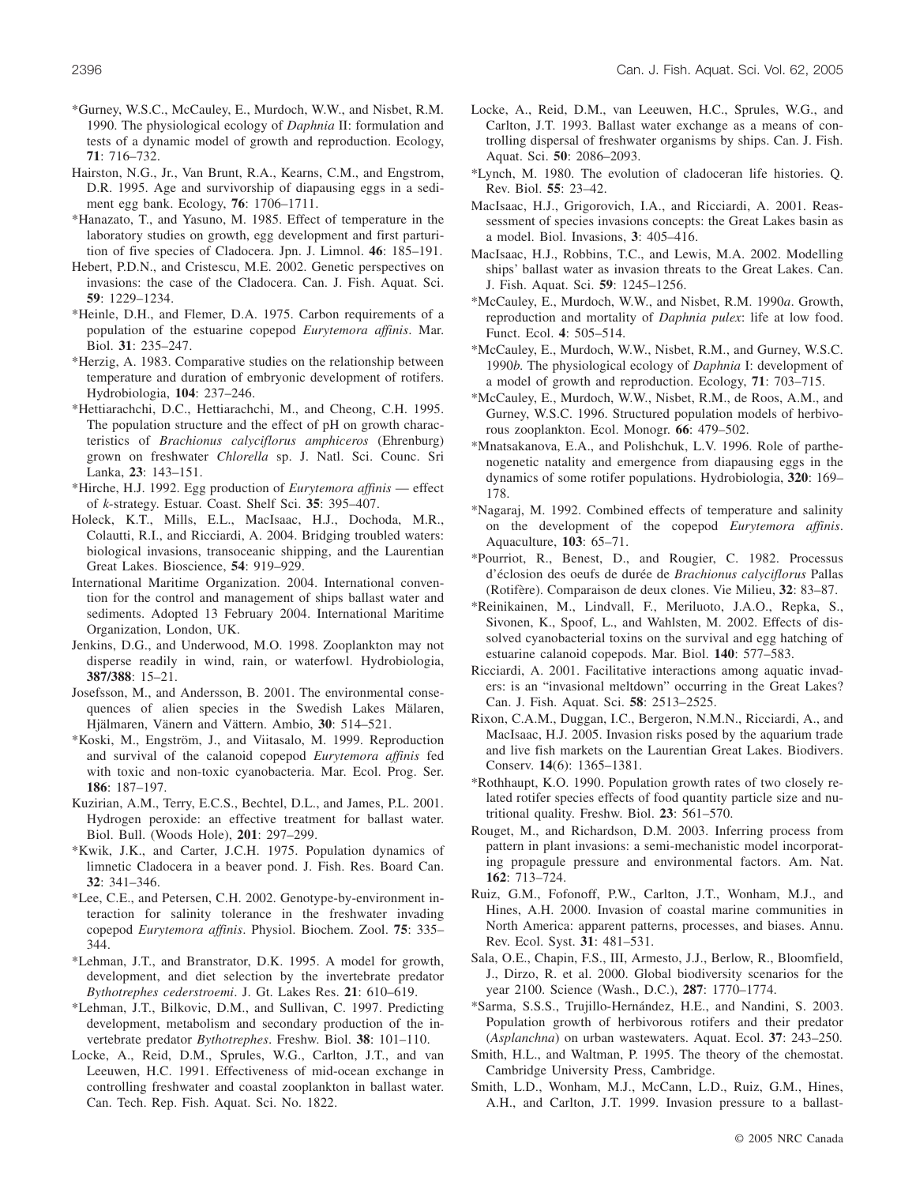*Gurney, W.S.C., McCauley, E., Murdoch, W.W., and Nisbet, R.M. 1990. The physiological ecology of *Daphnia* II: formulation and tests of a dynamic model of growth and reproduction. Ecology, **71**: 716–732.

Hairston, N.G., Jr., Van Brunt, R.A., Kearns, C.M., and Engstrom, D.R. 1995. Age and survivorship of diapausing eggs in a sediment egg bank. Ecology, **76**: 1706–1711.

*Hanazato, T., and Yasuno, M. 1985. Effect of temperature in the laboratory studies on growth, egg development and first parturition of five species of Cladocera. Jpn. J. Limnol. **46**: 185–191.

Hebert, P.D.N., and Cristescu, M.E. 2002. Genetic perspectives on invasions: the case of the Cladocera. Can. J. Fish. Aquat. Sci. **59**: 1229–1234.

*Heinle, D.H., and Flemer, D.A. 1975. Carbon requirements of a population of the estuarine copepod *Eurytemora affinis*. Mar. Biol. **31**: 235–247.

*Herzig, A. 1983. Comparative studies on the relationship between temperature and duration of embryonic development of rotifers. Hydrobiologia, **104**: 237–246.

*Hettiarachchi, D.C., Hettiarachchi, M., and Cheong, C.H. 1995. The population structure and the effect of pH on growth characteristics of *Brachionus calyciflorus amphiceros* (Ehrenburg) grown on freshwater *Chlorella* sp. J. Natl. Sci. Counc. Sri Lanka, **23**: 143–151.

*Hirche, H.J. 1992. Egg production of *Eurytemora affinis* — effect of *k*-strategy. Estuar. Coast. Shelf Sci. **35**: 395–407.

Holeck, K.T., Mills, E.L., MacIsaac, H.J., Dochoda, M.R., Colautti, R.I., and Ricciardi, A. 2004. Bridging troubled waters: biological invasions, transoceanic shipping, and the Laurentian Great Lakes. Bioscience, **54**: 919–929.

International Maritime Organization. 2004. International convention for the control and management of ships ballast water and sediments. Adopted 13 February 2004. International Maritime Organization, London, UK.

Jenkins, D.G., and Underwood, M.O. 1998. Zooplankton may not disperse readily in wind, rain, or waterfowl. Hydrobiologia, **387/388**: 15–21.

Josefsson, M., and Andersson, B. 2001. The environmental consequences of alien species in the Swedish Lakes Mälaren, Hjälmaren, Vänern and Vättern. Ambio, **30**: 514–521.

*Koski, M., Engström, J., and Viitasalo, M. 1999. Reproduction and survival of the calanoid copepod *Eurytemora affinis* fed with toxic and non-toxic cyanobacteria. Mar. Ecol. Prog. Ser. **186**: 187–197.

Kuzirian, A.M., Terry, E.C.S., Bechtel, D.L., and James, P.L. 2001. Hydrogen peroxide: an effective treatment for ballast water. Biol. Bull. (Woods Hole), **201**: 297–299.

*Kwik, J.K., and Carter, J.C.H. 1975. Population dynamics of limnetic Cladocera in a beaver pond. J. Fish. Res. Board Can. **32**: 341–346.

*Lee, C.E., and Petersen, C.H. 2002. Genotype-by-environment interaction for salinity tolerance in the freshwater invading copepod *Eurytemora affinis*. Physiol. Biochem. Zool. **75**: 335–344.

*Lehman, J.T., and Branstrator, D.K. 1995. A model for growth, development, and diet selection by the invertebrate predator *Bythotrephes cederstroemi*. J. Gt. Lakes Res. **21**: 610–619.

*Lehman, J.T., Bilkovic, D.M., and Sullivan, C. 1997. Predicting development, metabolism and secondary production of the invertebrate predator *Bythotrephes*. Freshw. Biol. **38**: 101–110.

Locke, A., Reid, D.M., Sprules, W.G., Carlton, J.T., and van Leeuwen, H.C. 1991. Effectiveness of mid-ocean exchange in controlling freshwater and coastal zooplankton in ballast water. Can. Tech. Rep. Fish. Aquat. Sci. No. 1822.

Locke, A., Reid, D.M., van Leeuwen, H.C., Sprules, W.G., and Carlton, J.T. 1993. Ballast water exchange as a means of controlling dispersal of freshwater organisms by ships. Can. J. Fish. Aquat. Sci. **50**: 2086–2093.

*Lynch, M. 1980. The evolution of cladoceran life histories. Q. Rev. Biol. **55**: 23–42.

MacIsaac, H.J., Grigorovich, I.A., and Ricciardi, A. 2001. Reassessment of species invasions concepts: the Great Lakes basin as a model. Biol. Invasions, **3**: 405–416.

MacIsaac, H.J., Robbins, T.C., and Lewis, M.A. 2002. Modelling ships' ballast water as invasion threats to the Great Lakes. Can. J. Fish. Aquat. Sci. **59**: 1245–1256.

*McCauley, E., Murdoch, W.W., and Nisbet, R.M. 1990*a*. Growth, reproduction and mortality of *Daphnia pulex*: life at low food. Funct. Ecol. **4**: 505–514.

*McCauley, E., Murdoch, W.W., Nisbet, R.M., and Gurney, W.S.C. 1990*b*. The physiological ecology of *Daphnia* I: development of a model of growth and reproduction. Ecology, **71**: 703–715.

*McCauley, E., Murdoch, W.W., Nisbet, R.M., de Roos, A.M., and Gurney, W.S.C. 1996. Structured population models of herbivorous zooplankton. Ecol. Monogr. **66**: 479–502.

*Mnatsakanova, E.A., and Polishchuk, L.V. 1996. Role of parthenogenetic natality and emergence from diapausing eggs in the dynamics of some rotifer populations. Hydrobiologia, **320**: 169–178.

*Nagaraj, M. 1992. Combined effects of temperature and salinity on the development of the copepod *Eurytemora affinis*. Aquaculture, **103**: 65–71.

*Pourriot, R., Benest, D., and Rougier, C. 1982. Processus d'éclosion des oeufs de durée de *Brachionus calyciflorus* Pallas (Rotifère). Comparaison de deux clones. Vie Milieu, **32**: 83–87.

*Reinikainen, M., Lindvall, F., Meriluoto, J.A.O., Repka, S., Sivonen, K., Spoof, L., and Wahlsten, M. 2002. Effects of dissolved cyanobacterial toxins on the survival and egg hatching of estuarine calanoid copepods. Mar. Biol. **140**: 577–583.

Ricciardi, A. 2001. Facilitative interactions among aquatic invaders: is an "invasional meltdown" occurring in the Great Lakes? Can. J. Fish. Aquat. Sci. **58**: 2513–2525.

Rixon, C.A.M., Duggan, I.C., Bergeron, N.M.N., Ricciardi, A., and MacIsaac, H.J. 2005. Invasion risks posed by the aquarium trade and live fish markets on the Laurentian Great Lakes. Biodivers. Conserv. **14**(6): 1365–1381.

*Rothhaupt, K.O. 1990. Population growth rates of two closely related rotifer species effects of food quantity particle size and nutritional quality. Freshw. Biol. **23**: 561–570.

Rouget, M., and Richardson, D.M. 2003. Inferring process from pattern in plant invasions: a semi-mechanistic model incorporating propagule pressure and environmental factors. Am. Nat. **162**: 713–724.

Ruiz, G.M., Fofonoff, P.W., Carlton, J.T., Wonham, M.J., and Hines, A.H. 2000. Invasion of coastal marine communities in North America: apparent patterns, processes, and biases. Annu. Rev. Ecol. Syst. **31**: 481–531.

Sala, O.E., Chapin, F.S., III, Armesto, J.J., Berlow, R., Bloomfield, J., Dirzo, R. et al. 2000. Global biodiversity scenarios for the year 2100. Science (Wash., D.C.), **287**: 1770–1774.

*Sarma, S.S.S., Trujillo-Hernández, H.E., and Nandini, S. 2003. Population growth of herbivorous rotifers and their predator (*Asplanchna*) on urban wastewaters. Aquat. Ecol. **37**: 243–250.

Smith, H.L., and Waltman, P. 1995. The theory of the chemostat. Cambridge University Press, Cambridge.

Smith, L.D., Wonham, M.J., McCann, L.D., Ruiz, G.M., Hines, A.H., and Carlton, J.T. 1999. Invasion pressure to a ballast-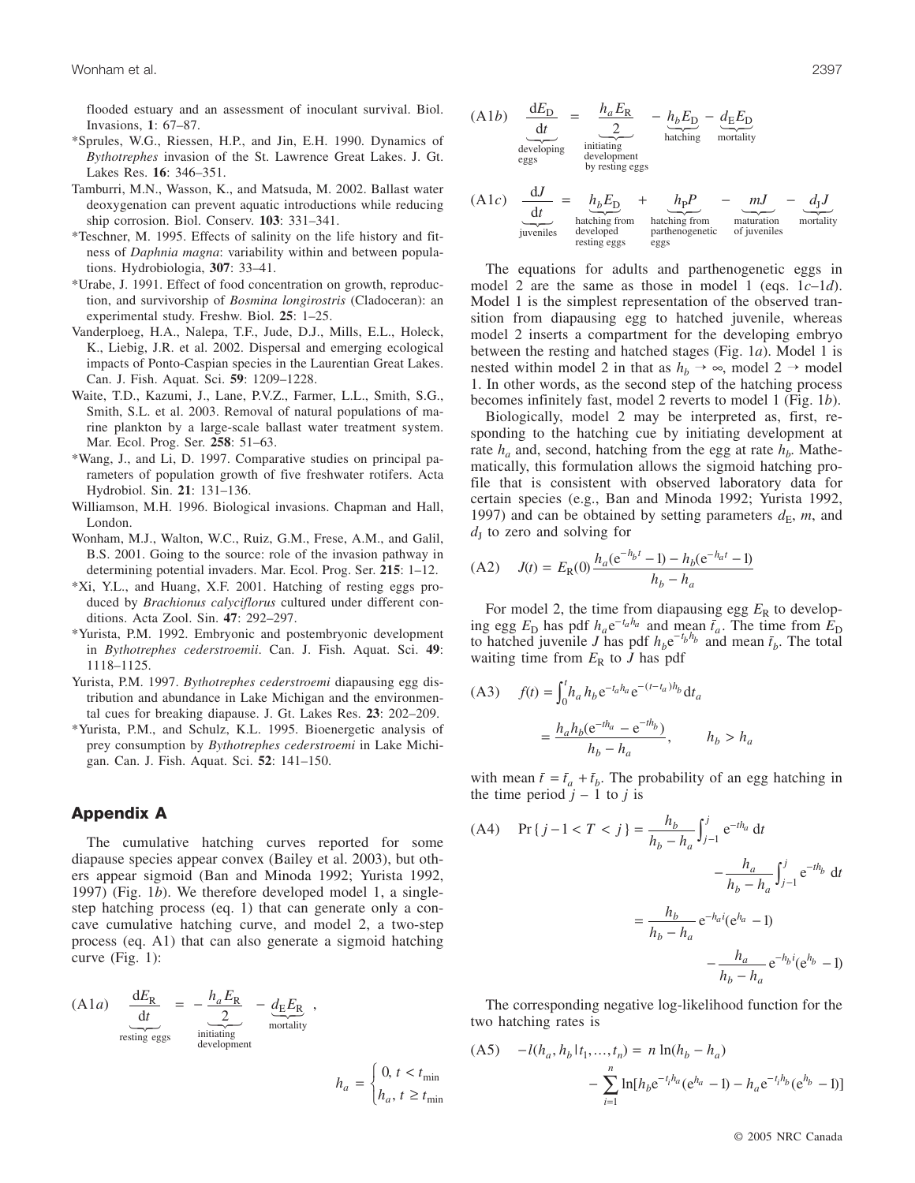flooded estuary and an assessment of inoculant survival. Biol. Invasions, **1**: 67–87.

*Sprules, W.G., Riessen, H.P., and Jin, E.H. 1990. Dynamics of *Bythotrephes* invasion of the St. Lawrence Great Lakes. J. Gt. Lakes Res. **16**: 346–351.

Tamburri, M.N., Wasson, K., and Matsuda, M. 2002. Ballast water deoxygenation can prevent aquatic introductions while reducing ship corrosion. Biol. Conserv. **103**: 331–341.

*Teschner, M. 1995. Effects of salinity on the life history and fitness of *Daphnia magna*: variability within and between populations. Hydrobiologia, **307**: 33–41.

*Urabe, J. 1991. Effect of food concentration on growth, reproduction, and survivorship of *Bosmina longirostris* (Cladoceran): an experimental study. Freshw. Biol. **25**: 1–25.

Vanderploeg, H.A., Nalepa, T.F., Jude, D.J., Mills, E.L., Holeck, K., Liebig, J.R. et al. 2002. Dispersal and emerging ecological impacts of Ponto-Caspian species in the Laurentian Great Lakes. Can. J. Fish. Aquat. Sci. **59**: 1209–1228.

Waite, T.D., Kazumi, J., Lane, P.V.Z., Farmer, L.L., Smith, S.G., Smith, S.L. et al. 2003. Removal of natural populations of marine plankton by a large-scale ballast water treatment system. Mar. Ecol. Prog. Ser. **258**: 51–63.

*Wang, J., and Li, D. 1997. Comparative studies on principal parameters of population growth of five freshwater rotifers. Acta Hydrobiol. Sin. **21**: 131–136.

Williamson, M.H. 1996. Biological invasions. Chapman and Hall, London.

Wonham, M.J., Walton, W.C., Ruiz, G.M., Frese, A.M., and Galil, B.S. 2001. Going to the source: role of the invasion pathway in determining potential invaders. Mar. Ecol. Prog. Ser. **215**: 1–12.

*Xi, Y.L., and Huang, X.F. 2001. Hatching of resting eggs produced by *Brachionus calyciflorus* cultured under different conditions. Acta Zool. Sin. **47**: 292–297.

*Yurista, P.M. 1992. Embryonic and postembryonic development in *Bythotrephes cederstroemii*. Can. J. Fish. Aquat. Sci. **49**: 1118–1125.

Yurista, P.M. 1997. *Bythotrephes cederstroemi* diapausing egg distribution and abundance in Lake Michigan and the environmental cues for breaking diapause. J. Gt. Lakes Res. **23**: 202–209.

*Yurista, P.M., and Schulz, K.L. 1995. Bioenergetic analysis of prey consumption by *Bythotrephes cederstroemi* in Lake Michigan. Can. J. Fish. Aquat. Sci. **52**: 141–150.

## Appendix A

The cumulative hatching curves reported for some diapause species appear convex (Bailey et al. 2003), but others appear sigmoid (Ban and Minoda 1992; Yurista 1992, 1997) (Fig. 1*b*). We therefore developed model 1, a single-step hatching process (eq. 1) that can generate only a concave cumulative hatching curve, and model 2, a two-step process (eq. A1) that can also generate a sigmoid hatching curve (Fig. 1):

$$\text{(A1}a\text{)}\quad \underbrace{\frac{\mathrm{d}E_\mathrm{R}}{\mathrm{d}t}}_{\text{resting eggs}} = -\underbrace{\frac{h_a E_\mathrm{R}}{2}}_{\substack{\text{initiating}\\\text{development}}} - \underbrace{d_\mathrm{E} E_\mathrm{R}}_{\text{mortality}},$$

$$h_a = \begin{cases} 0, & t < t_{\min} \\ h_a, & t \geq t_{\min} \end{cases}$$

$$\text{(A1}b\text{)}\quad \underbrace{\frac{\mathrm{d}E_\mathrm{D}}{\mathrm{d}t}}_{\substack{\text{developing}\\\text{eggs}}} = \underbrace{\frac{h_a E_\mathrm{R}}{2}}_{\substack{\text{initiating}\\\text{development}\\\text{by resting eggs}}} - \underbrace{h_b E_\mathrm{D}}_{\text{hatching}} - \underbrace{d_\mathrm{E} E_\mathrm{D}}_{\text{mortality}}$$

$$\text{(A1}c\text{)}\quad \underbrace{\frac{\mathrm{d}J}{\mathrm{d}t}}_{\text{juveniles}} = \underbrace{h_b E_\mathrm{D}}_{\substack{\text{hatching from}\\\text{developed}\\\text{resting eggs}}} + \underbrace{h_\mathrm{P} P}_{\substack{\text{hatching from}\\\text{parthenogenetic}\\\text{eggs}}} - \underbrace{mJ}_{\substack{\text{maturation}\\\text{of juveniles}}} - \underbrace{d_\mathrm{J} J}_{\text{mortality}}$$

The equations for adults and parthenogenetic eggs in model 2 are the same as those in model 1 (eqs. 1*c*–1*d*). Model 1 is the simplest representation of the observed transition from diapausing egg to hatched juvenile, whereas model 2 inserts a compartment for the developing embryo between the resting and hatched stages (Fig. 1*a*). Model 1 is nested within model 2 in that as $h_b \to \infty$, model 2 → model 1. In other words, as the second step of the hatching process becomes infinitely fast, model 2 reverts to model 1 (Fig. 1*b*).

Biologically, model 2 may be interpreted as, first, responding to the hatching cue by initiating development at rate $h_a$ and, second, hatching from the egg at rate $h_b$. Mathematically, this formulation allows the sigmoid hatching profile that is consistent with observed laboratory data for certain species (e.g., Ban and Minoda 1992; Yurista 1992, 1997) and can be obtained by setting parameters $d_\mathrm{E}$, $m$, and $d_\mathrm{J}$ to zero and solving for

$$\text{(A2)}\quad J(t) = E_\mathrm{R}(0)\,\frac{h_a(\mathrm{e}^{-h_b t} - 1) - h_b(\mathrm{e}^{-h_a t} - 1)}{h_b - h_a}$$

For model 2, the time from diapausing egg $E_\mathrm{R}$ to developing egg $E_\mathrm{D}$ has pdf $h_a \mathrm{e}^{-t_a h_a}$ and mean $\bar{t}_a$. The time from $E_\mathrm{D}$ to hatched juvenile $J$ has pdf $h_b \mathrm{e}^{-t_b h_b}$ and mean $\bar{t}_b$. The total waiting time from $E_\mathrm{R}$ to $J$ has pdf

$$\text{(A3)}\quad f(t) = \int_0^t h_a h_b\, \mathrm{e}^{-t_a h_a} \mathrm{e}^{-(t - t_a)h_b}\, \mathrm{d}t_a = \frac{h_a h_b(\mathrm{e}^{-t h_a} - \mathrm{e}^{-t h_b})}{h_b - h_a}, \qquad h_b > h_a$$

with mean $\bar{t} = \bar{t}_a + \bar{t}_b$. The probability of an egg hatching in the time period $j - 1$ to $j$ is

$$\text{(A4)}\quad \Pr\{\,j - 1 < T < j\,\} = \frac{h_b}{h_b - h_a}\int_{j-1}^{j} \mathrm{e}^{-t h_a}\,\mathrm{d}t - \frac{h_a}{h_b - h_a}\int_{j-1}^{j} \mathrm{e}^{-t h_b}\,\mathrm{d}t = \frac{h_b}{h_b - h_a}\,\mathrm{e}^{-h_a i}(\mathrm{e}^{h_a} - 1) - \frac{h_a}{h_b - h_a}\,\mathrm{e}^{-h_b i}(\mathrm{e}^{h_b} - 1)$$

The corresponding negative log-likelihood function for the two hatching rates is

$$\text{(A5)}\quad -l(h_a, h_b \mid t_1, \ldots, t_n) = n\ln(h_b - h_a) - \sum_{i=1}^{n} \ln[h_b \mathrm{e}^{-t_i h_a}(\mathrm{e}^{h_a} - 1) - h_a \mathrm{e}^{-t_i h_b}(\mathrm{e}^{h_b} - 1)]$$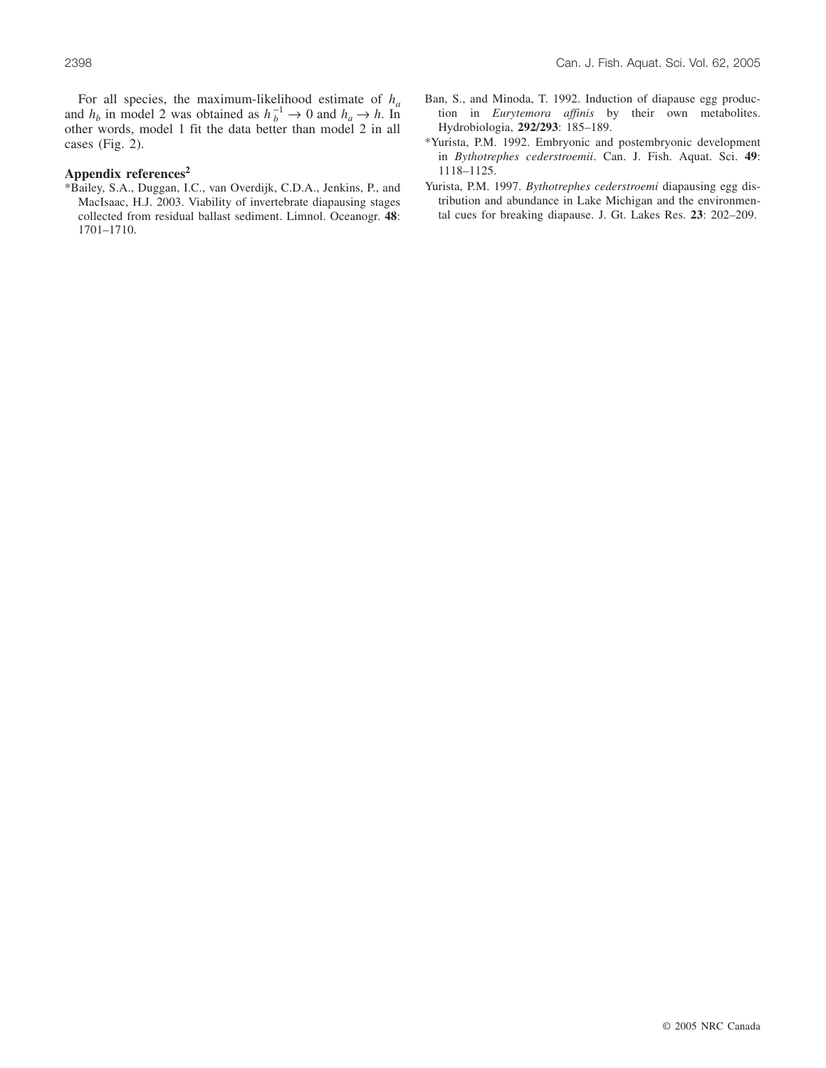For all species, the maximum-likelihood estimate of $h_a$ and $h_b$ in model 2 was obtained as $h_b^{-1} \rightarrow 0$ and $h_a \rightarrow h$. In other words, model 1 fit the data better than model 2 in all cases (Fig. 2).

## Appendix references[2]

*Bailey, S.A., Duggan, I.C., van Overdijk, C.D.A., Jenkins, P., and MacIsaac, H.J. 2003. Viability of invertebrate diapausing stages collected from residual ballast sediment. Limnol. Oceanogr. **48**: 1701–1710.

Ban, S., and Minoda, T. 1992. Induction of diapause egg production in *Eurytemora affinis* by their own metabolites. Hydrobiologia, **292/293**: 185–189.

*Yurista, P.M. 1992. Embryonic and postembryonic development in *Bythotrephes cederstroemii*. Can. J. Fish. Aquat. Sci. **49**: 1118–1125.

Yurista, P.M. 1997. *Bythotrephes cederstroemi* diapausing egg distribution and abundance in Lake Michigan and the environmental cues for breaking diapause. J. Gt. Lakes Res. **23**: 202–209.